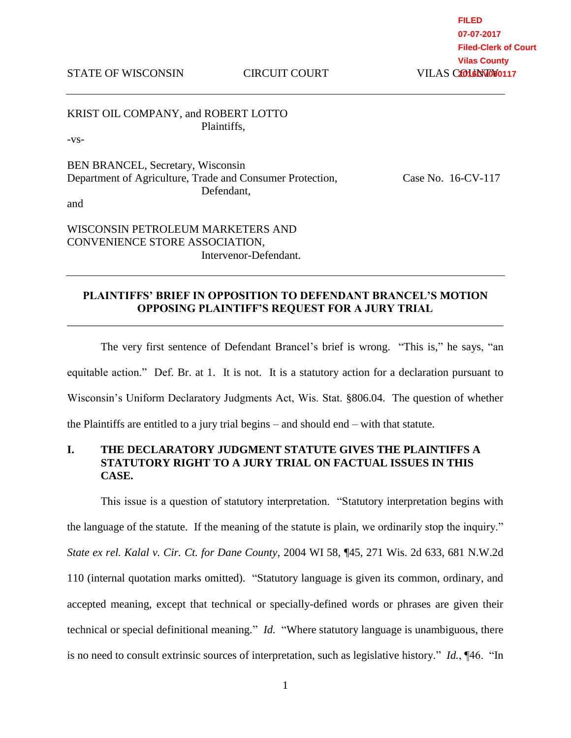FILED
07-07-2017
Filed-Clerk of Court
Vilas County
2016CV000117

STATE OF WISCONSIN CIRCUIT COURT VILAS COUNTY

---

KRIST OIL COMPANY, and ROBERT LOTTO
Plaintiffs,

-vs-

BEN BRANCEL, Secretary, Wisconsin Department of Agriculture, Trade and Consumer Protection,
Defendant,

Case No. 16-CV-117

and

WISCONSIN PETROLEUM MARKETERS AND CONVENIENCE STORE ASSOCIATION,
Intervenor-Defendant.

---

**PLAINTIFFS' BRIEF IN OPPOSITION TO DEFENDANT BRANCEL'S MOTION OPPOSING PLAINTIFF'S REQUEST FOR A JURY TRIAL**

---

The very first sentence of Defendant Brancel's brief is wrong. "This is," he says, "an equitable action." Def. Br. at 1. It is not. It is a statutory action for a declaration pursuant to Wisconsin's Uniform Declaratory Judgments Act, Wis. Stat. §806.04. The question of whether the Plaintiffs are entitled to a jury trial begins – and should end – with that statute.

## I. THE DECLARATORY JUDGMENT STATUTE GIVES THE PLAINTIFFS A STATUTORY RIGHT TO A JURY TRIAL ON FACTUAL ISSUES IN THIS CASE.

This issue is a question of statutory interpretation. "Statutory interpretation begins with the language of the statute. If the meaning of the statute is plain, we ordinarily stop the inquiry." *State ex rel. Kalal v. Cir. Ct. for Dane County*, 2004 WI 58, ¶45, 271 Wis. 2d 633, 681 N.W.2d 110 (internal quotation marks omitted). "Statutory language is given its common, ordinary, and accepted meaning, except that technical or specially-defined words or phrases are given their technical or special definitional meaning." *Id.* "Where statutory language is unambiguous, there is no need to consult extrinsic sources of interpretation, such as legislative history." *Id.*, ¶46. "In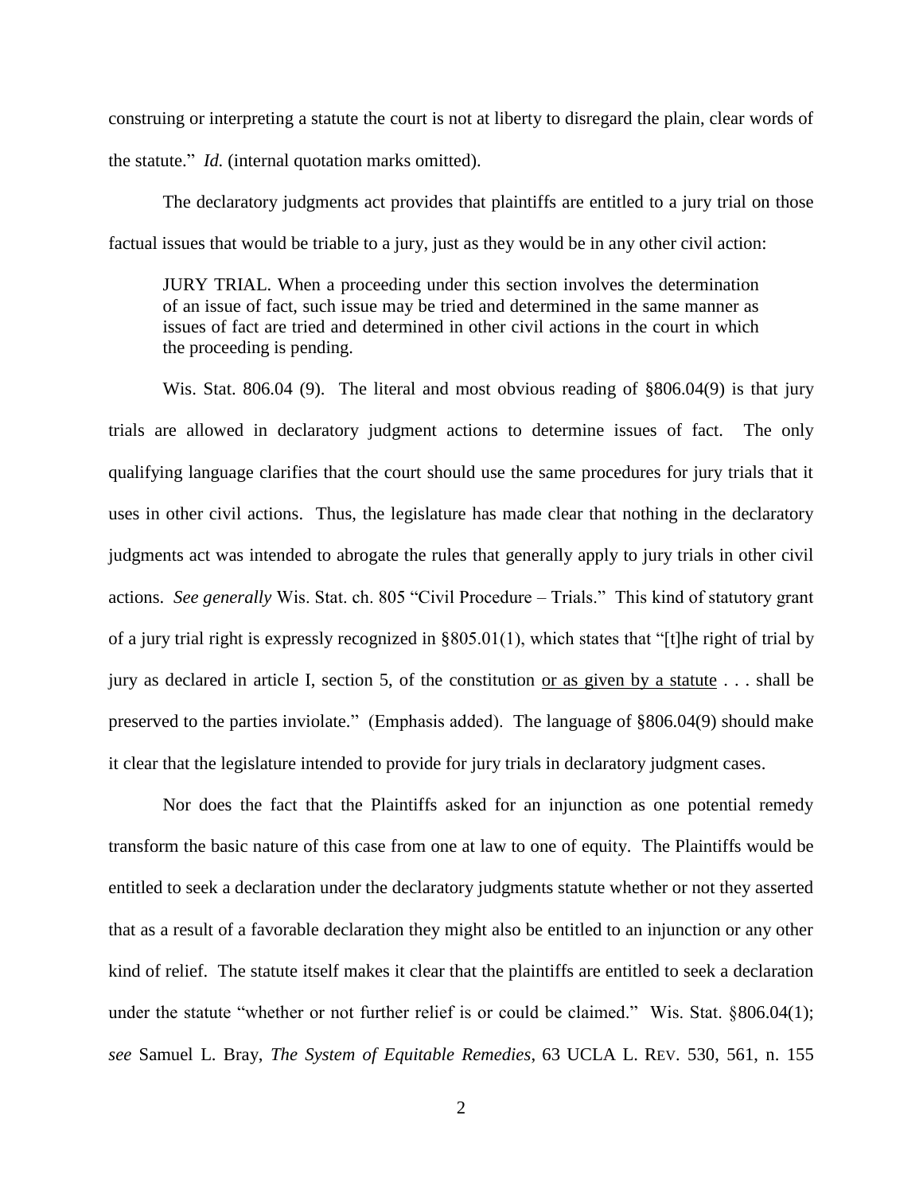construing or interpreting a statute the court is not at liberty to disregard the plain, clear words of the statute." *Id.* (internal quotation marks omitted).

The declaratory judgments act provides that plaintiffs are entitled to a jury trial on those factual issues that would be triable to a jury, just as they would be in any other civil action:

> JURY TRIAL. When a proceeding under this section involves the determination of an issue of fact, such issue may be tried and determined in the same manner as issues of fact are tried and determined in other civil actions in the court in which the proceeding is pending.

Wis. Stat. 806.04 (9). The literal and most obvious reading of §806.04(9) is that jury trials are allowed in declaratory judgment actions to determine issues of fact. The only qualifying language clarifies that the court should use the same procedures for jury trials that it uses in other civil actions. Thus, the legislature has made clear that nothing in the declaratory judgments act was intended to abrogate the rules that generally apply to jury trials in other civil actions. *See generally* Wis. Stat. ch. 805 "Civil Procedure – Trials." This kind of statutory grant of a jury trial right is expressly recognized in §805.01(1), which states that "[t]he right of trial by jury as declared in article I, section 5, of the constitution <u>or as given by a statute</u> . . . shall be preserved to the parties inviolate." (Emphasis added). The language of §806.04(9) should make it clear that the legislature intended to provide for jury trials in declaratory judgment cases.

Nor does the fact that the Plaintiffs asked for an injunction as one potential remedy transform the basic nature of this case from one at law to one of equity. The Plaintiffs would be entitled to seek a declaration under the declaratory judgments statute whether or not they asserted that as a result of a favorable declaration they might also be entitled to an injunction or any other kind of relief. The statute itself makes it clear that the plaintiffs are entitled to seek a declaration under the statute "whether or not further relief is or could be claimed." Wis. Stat. §806.04(1); *see* Samuel L. Bray, *The System of Equitable Remedies*, 63 UCLA L. REV. 530, 561, n. 155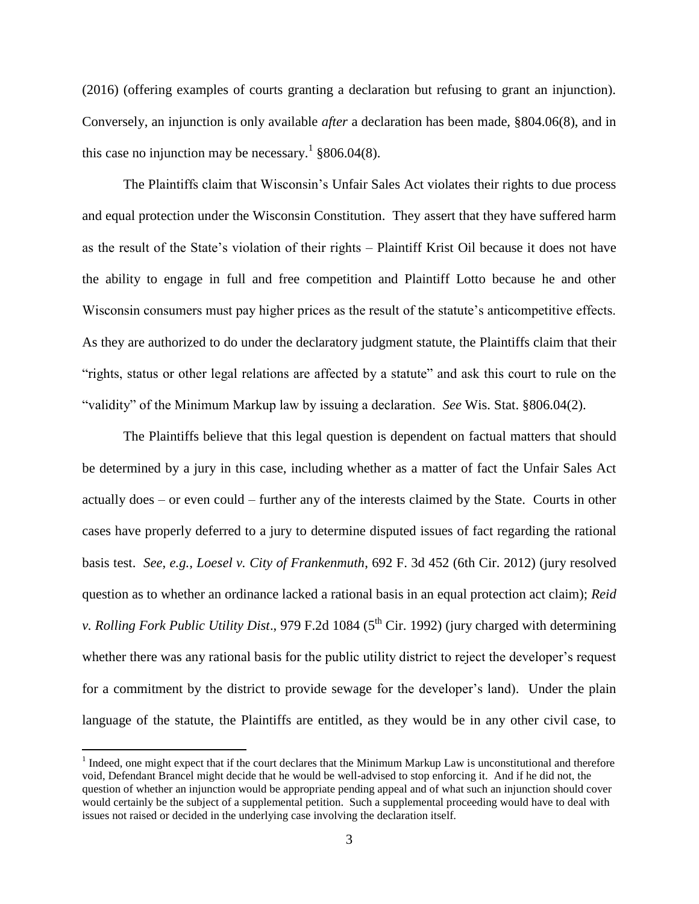(2016) (offering examples of courts granting a declaration but refusing to grant an injunction). Conversely, an injunction is only available *after* a declaration has been made, §804.06(8), and in this case no injunction may be necessary.[1] §806.04(8).

The Plaintiffs claim that Wisconsin's Unfair Sales Act violates their rights to due process and equal protection under the Wisconsin Constitution. They assert that they have suffered harm as the result of the State's violation of their rights – Plaintiff Krist Oil because it does not have the ability to engage in full and free competition and Plaintiff Lotto because he and other Wisconsin consumers must pay higher prices as the result of the statute's anticompetitive effects. As they are authorized to do under the declaratory judgment statute, the Plaintiffs claim that their "rights, status or other legal relations are affected by a statute" and ask this court to rule on the "validity" of the Minimum Markup law by issuing a declaration. *See* Wis. Stat. §806.04(2).

The Plaintiffs believe that this legal question is dependent on factual matters that should be determined by a jury in this case, including whether as a matter of fact the Unfair Sales Act actually does – or even could – further any of the interests claimed by the State. Courts in other cases have properly deferred to a jury to determine disputed issues of fact regarding the rational basis test. *See, e.g.*, *Loesel v. City of Frankenmuth*, 692 F. 3d 452 (6th Cir. 2012) (jury resolved question as to whether an ordinance lacked a rational basis in an equal protection act claim); *Reid v. Rolling Fork Public Utility Dist*., 979 F.2d 1084 (5th Cir. 1992) (jury charged with determining whether there was any rational basis for the public utility district to reject the developer's request for a commitment by the district to provide sewage for the developer's land). Under the plain language of the statute, the Plaintiffs are entitled, as they would be in any other civil case, to

[1] Indeed, one might expect that if the court declares that the Minimum Markup Law is unconstitutional and therefore void, Defendant Brancel might decide that he would be well-advised to stop enforcing it. And if he did not, the question of whether an injunction would be appropriate pending appeal and of what such an injunction should cover would certainly be the subject of a supplemental petition. Such a supplemental proceeding would have to deal with issues not raised or decided in the underlying case involving the declaration itself.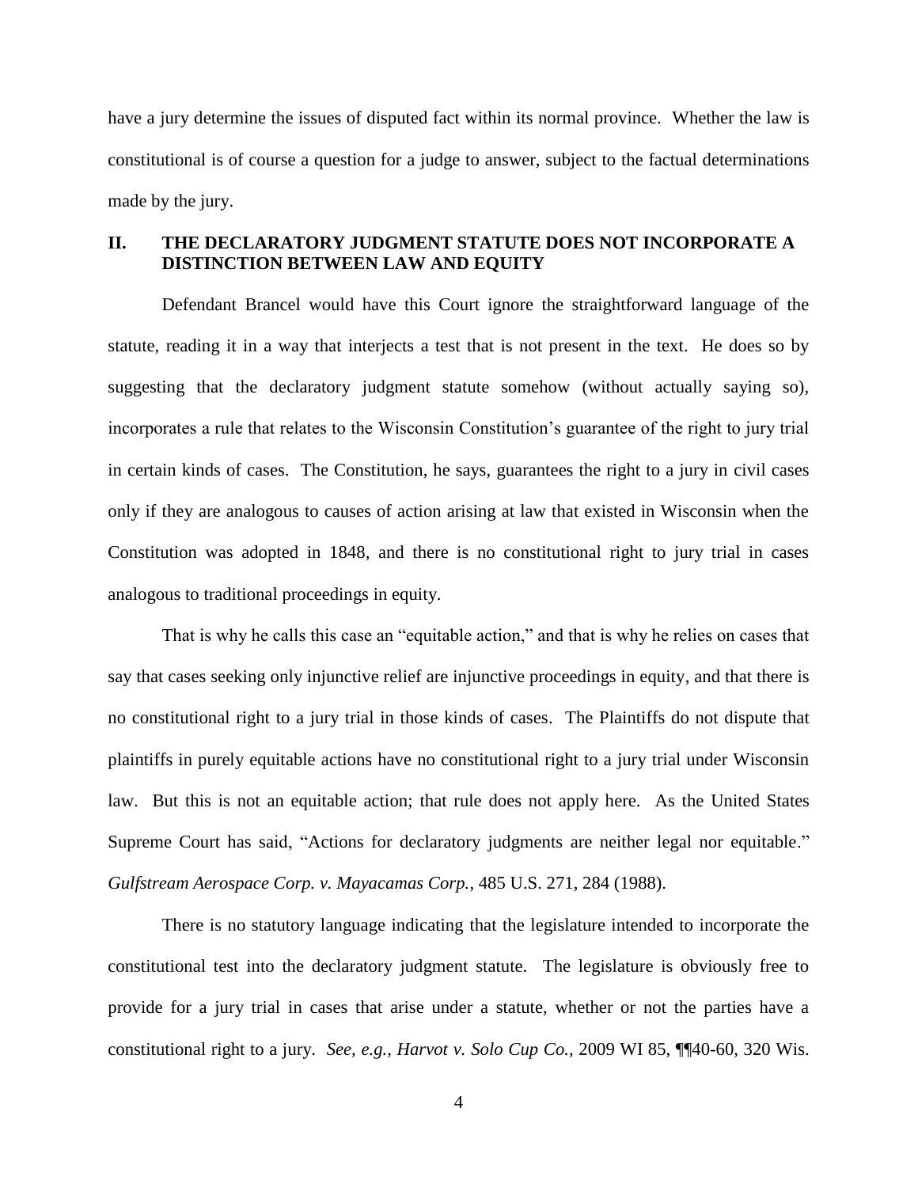have a jury determine the issues of disputed fact within its normal province. Whether the law is constitutional is of course a question for a judge to answer, subject to the factual determinations made by the jury.

## II. THE DECLARATORY JUDGMENT STATUTE DOES NOT INCORPORATE A DISTINCTION BETWEEN LAW AND EQUITY

Defendant Brancel would have this Court ignore the straightforward language of the statute, reading it in a way that interjects a test that is not present in the text. He does so by suggesting that the declaratory judgment statute somehow (without actually saying so), incorporates a rule that relates to the Wisconsin Constitution's guarantee of the right to jury trial in certain kinds of cases. The Constitution, he says, guarantees the right to a jury in civil cases only if they are analogous to causes of action arising at law that existed in Wisconsin when the Constitution was adopted in 1848, and there is no constitutional right to jury trial in cases analogous to traditional proceedings in equity.

That is why he calls this case an "equitable action," and that is why he relies on cases that say that cases seeking only injunctive relief are injunctive proceedings in equity, and that there is no constitutional right to a jury trial in those kinds of cases. The Plaintiffs do not dispute that plaintiffs in purely equitable actions have no constitutional right to a jury trial under Wisconsin law. But this is not an equitable action; that rule does not apply here. As the United States Supreme Court has said, "Actions for declaratory judgments are neither legal nor equitable." *Gulfstream Aerospace Corp. v. Mayacamas Corp.*, 485 U.S. 271, 284 (1988).

There is no statutory language indicating that the legislature intended to incorporate the constitutional test into the declaratory judgment statute. The legislature is obviously free to provide for a jury trial in cases that arise under a statute, whether or not the parties have a constitutional right to a jury. *See, e.g.*, *Harvot v. Solo Cup Co.*, 2009 WI 85, ¶¶40-60, 320 Wis.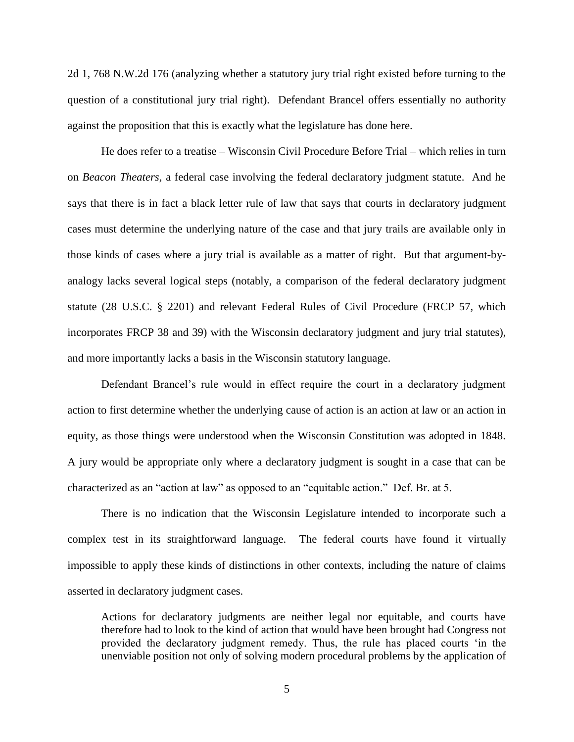2d 1, 768 N.W.2d 176 (analyzing whether a statutory jury trial right existed before turning to the question of a constitutional jury trial right). Defendant Brancel offers essentially no authority against the proposition that this is exactly what the legislature has done here.

He does refer to a treatise – Wisconsin Civil Procedure Before Trial – which relies in turn on *Beacon Theaters*, a federal case involving the federal declaratory judgment statute. And he says that there is in fact a black letter rule of law that says that courts in declaratory judgment cases must determine the underlying nature of the case and that jury trails are available only in those kinds of cases where a jury trial is available as a matter of right. But that argument-by-analogy lacks several logical steps (notably, a comparison of the federal declaratory judgment statute (28 U.S.C. § 2201) and relevant Federal Rules of Civil Procedure (FRCP 57, which incorporates FRCP 38 and 39) with the Wisconsin declaratory judgment and jury trial statutes), and more importantly lacks a basis in the Wisconsin statutory language.

Defendant Brancel's rule would in effect require the court in a declaratory judgment action to first determine whether the underlying cause of action is an action at law or an action in equity, as those things were understood when the Wisconsin Constitution was adopted in 1848. A jury would be appropriate only where a declaratory judgment is sought in a case that can be characterized as an "action at law" as opposed to an "equitable action." Def. Br. at 5.

There is no indication that the Wisconsin Legislature intended to incorporate such a complex test in its straightforward language. The federal courts have found it virtually impossible to apply these kinds of distinctions in other contexts, including the nature of claims asserted in declaratory judgment cases.

> Actions for declaratory judgments are neither legal nor equitable, and courts have therefore had to look to the kind of action that would have been brought had Congress not provided the declaratory judgment remedy. Thus, the rule has placed courts 'in the unenviable position not only of solving modern procedural problems by the application of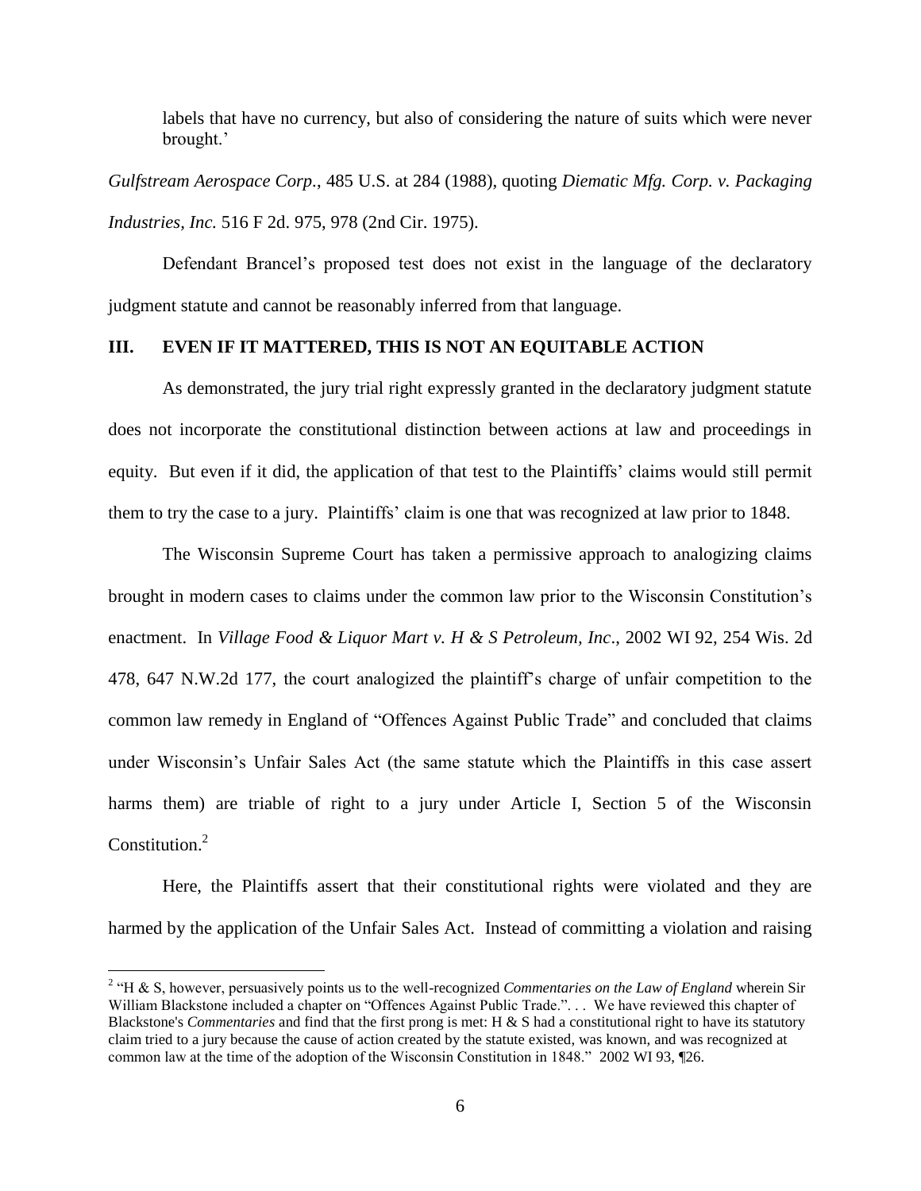labels that have no currency, but also of considering the nature of suits which were never brought.'

*Gulfstream Aerospace Corp.*, 485 U.S. at 284 (1988), quoting *Diematic Mfg. Corp. v. Packaging Industries, Inc.* 516 F 2d. 975, 978 (2nd Cir. 1975).

Defendant Brancel's proposed test does not exist in the language of the declaratory judgment statute and cannot be reasonably inferred from that language.

## III. EVEN IF IT MATTERED, THIS IS NOT AN EQUITABLE ACTION

As demonstrated, the jury trial right expressly granted in the declaratory judgment statute does not incorporate the constitutional distinction between actions at law and proceedings in equity. But even if it did, the application of that test to the Plaintiffs' claims would still permit them to try the case to a jury. Plaintiffs' claim is one that was recognized at law prior to 1848.

The Wisconsin Supreme Court has taken a permissive approach to analogizing claims brought in modern cases to claims under the common law prior to the Wisconsin Constitution's enactment. In *Village Food & Liquor Mart v. H & S Petroleum, Inc*., 2002 WI 92, 254 Wis. 2d 478, 647 N.W.2d 177, the court analogized the plaintiff's charge of unfair competition to the common law remedy in England of "Offences Against Public Trade" and concluded that claims under Wisconsin's Unfair Sales Act (the same statute which the Plaintiffs in this case assert harms them) are triable of right to a jury under Article I, Section 5 of the Wisconsin Constitution.[2]

Here, the Plaintiffs assert that their constitutional rights were violated and they are harmed by the application of the Unfair Sales Act. Instead of committing a violation and raising

---

[2] "H & S, however, persuasively points us to the well-recognized *Commentaries on the Law of England* wherein Sir William Blackstone included a chapter on "Offences Against Public Trade.". . . We have reviewed this chapter of Blackstone's *Commentaries* and find that the first prong is met: H & S had a constitutional right to have its statutory claim tried to a jury because the cause of action created by the statute existed, was known, and was recognized at common law at the time of the adoption of the Wisconsin Constitution in 1848." 2002 WI 93, ¶26.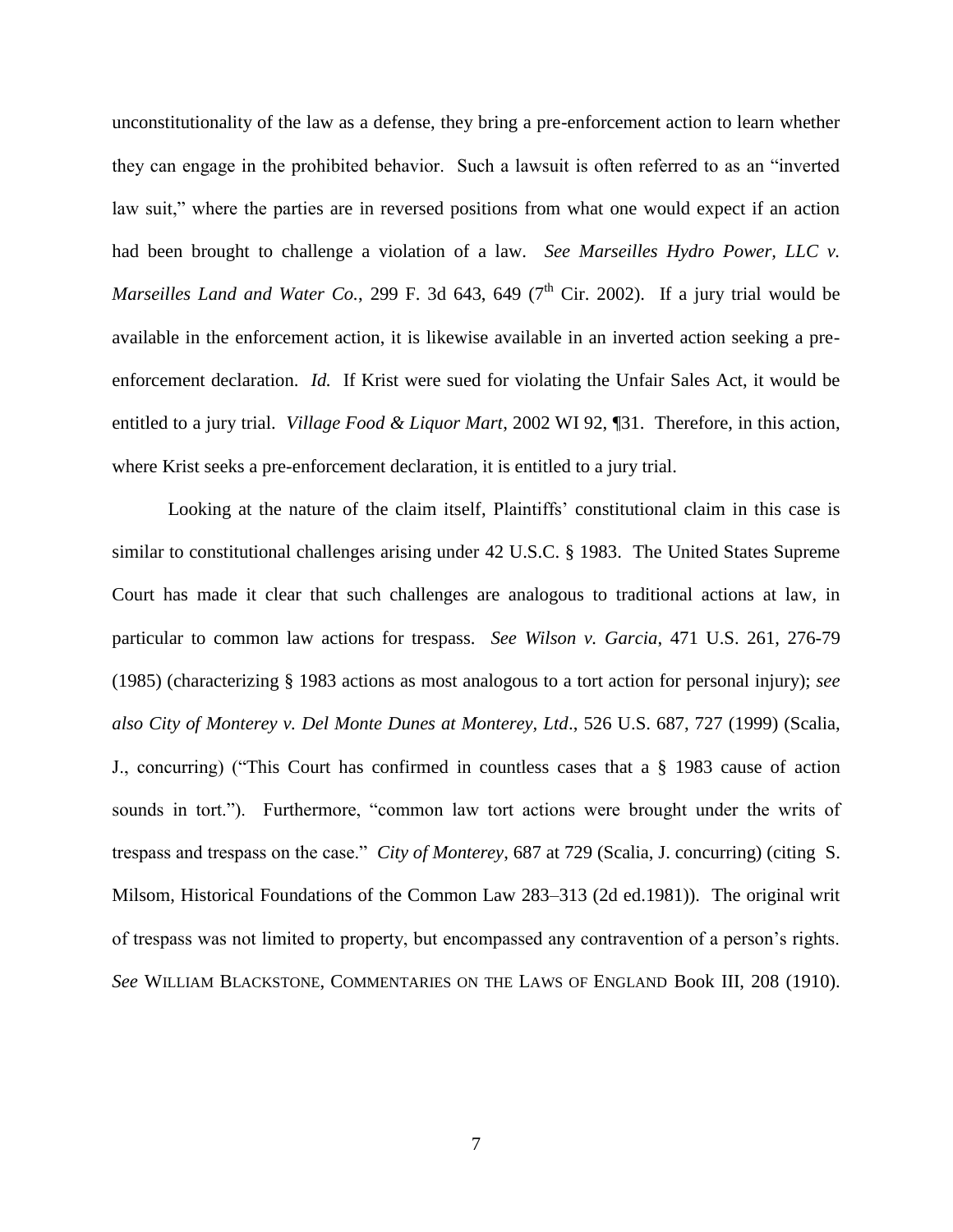unconstitutionality of the law as a defense, they bring a pre-enforcement action to learn whether they can engage in the prohibited behavior. Such a lawsuit is often referred to as an "inverted law suit," where the parties are in reversed positions from what one would expect if an action had been brought to challenge a violation of a law. *See Marseilles Hydro Power, LLC v. Marseilles Land and Water Co.*, 299 F. 3d 643, 649 (7th Cir. 2002). If a jury trial would be available in the enforcement action, it is likewise available in an inverted action seeking a pre-enforcement declaration. *Id.* If Krist were sued for violating the Unfair Sales Act, it would be entitled to a jury trial. *Village Food & Liquor Mart*, 2002 WI 92, ¶31. Therefore, in this action, where Krist seeks a pre-enforcement declaration, it is entitled to a jury trial.

Looking at the nature of the claim itself, Plaintiffs' constitutional claim in this case is similar to constitutional challenges arising under 42 U.S.C. § 1983. The United States Supreme Court has made it clear that such challenges are analogous to traditional actions at law, in particular to common law actions for trespass. *See Wilson v. Garcia*, 471 U.S. 261, 276-79 (1985) (characterizing § 1983 actions as most analogous to a tort action for personal injury); *see also City of Monterey v. Del Monte Dunes at Monterey, Ltd*., 526 U.S. 687, 727 (1999) (Scalia, J., concurring) ("This Court has confirmed in countless cases that a § 1983 cause of action sounds in tort."). Furthermore, "common law tort actions were brought under the writs of trespass and trespass on the case." *City of Monterey*, 687 at 729 (Scalia, J. concurring) (citing S. Milsom, Historical Foundations of the Common Law 283–313 (2d ed.1981)). The original writ of trespass was not limited to property, but encompassed any contravention of a person's rights. *See* WILLIAM BLACKSTONE, COMMENTARIES ON THE LAWS OF ENGLAND Book III, 208 (1910).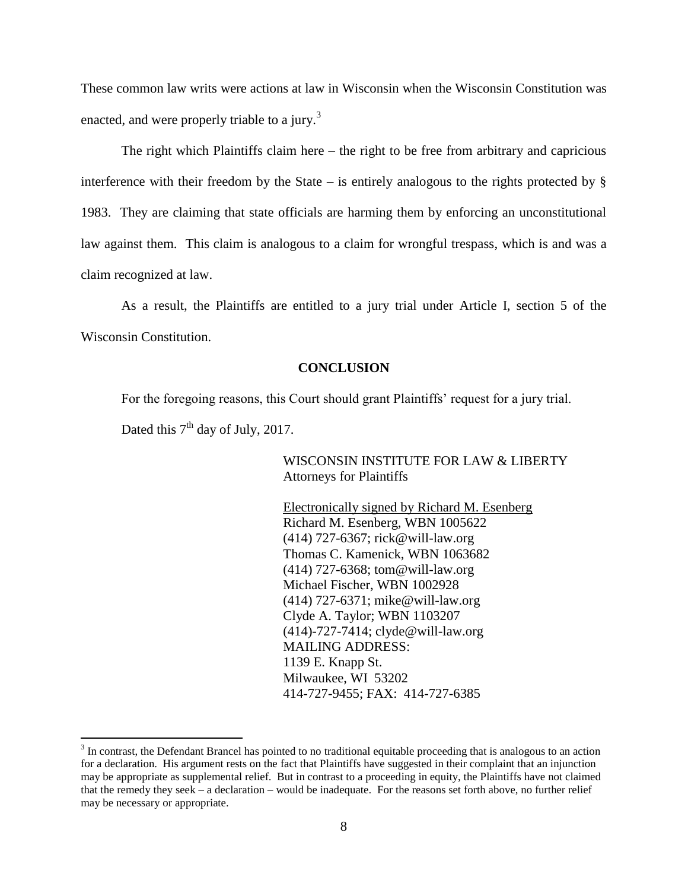These common law writs were actions at law in Wisconsin when the Wisconsin Constitution was enacted, and were properly triable to a jury.[3]

The right which Plaintiffs claim here – the right to be free from arbitrary and capricious interference with their freedom by the State – is entirely analogous to the rights protected by § 1983. They are claiming that state officials are harming them by enforcing an unconstitutional law against them. This claim is analogous to a claim for wrongful trespass, which is and was a claim recognized at law.

As a result, the Plaintiffs are entitled to a jury trial under Article I, section 5 of the Wisconsin Constitution.

## CONCLUSION

For the foregoing reasons, this Court should grant Plaintiffs' request for a jury trial.

Dated this 7th day of July, 2017.

WISCONSIN INSTITUTE FOR LAW & LIBERTY
Attorneys for Plaintiffs

Electronically signed by Richard M. Esenberg
Richard M. Esenberg, WBN 1005622
(414) 727-6367; rick@will-law.org
Thomas C. Kamenick, WBN 1063682
(414) 727-6368; tom@will-law.org
Michael Fischer, WBN 1002928
(414) 727-6371; mike@will-law.org
Clyde A. Taylor; WBN 1103207
(414)-727-7414; clyde@will-law.org
MAILING ADDRESS:
1139 E. Knapp St.
Milwaukee, WI 53202
414-727-9455; FAX: 414-727-6385

[3] In contrast, the Defendant Brancel has pointed to no traditional equitable proceeding that is analogous to an action for a declaration. His argument rests on the fact that Plaintiffs have suggested in their complaint that an injunction may be appropriate as supplemental relief. But in contrast to a proceeding in equity, the Plaintiffs have not claimed that the remedy they seek – a declaration – would be inadequate. For the reasons set forth above, no further relief may be necessary or appropriate.